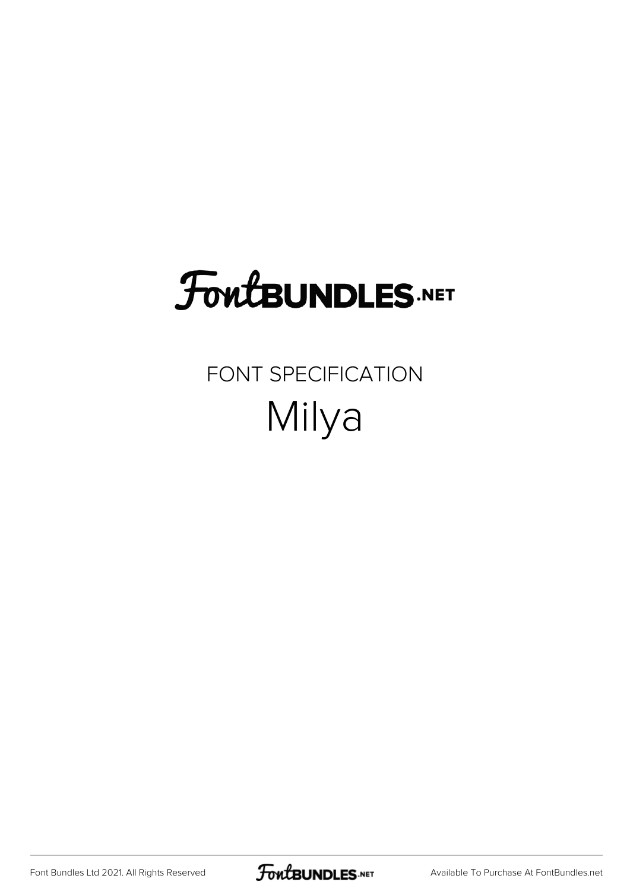# FontBUNDLES.NET

FONT SPECIFICATION

## Milya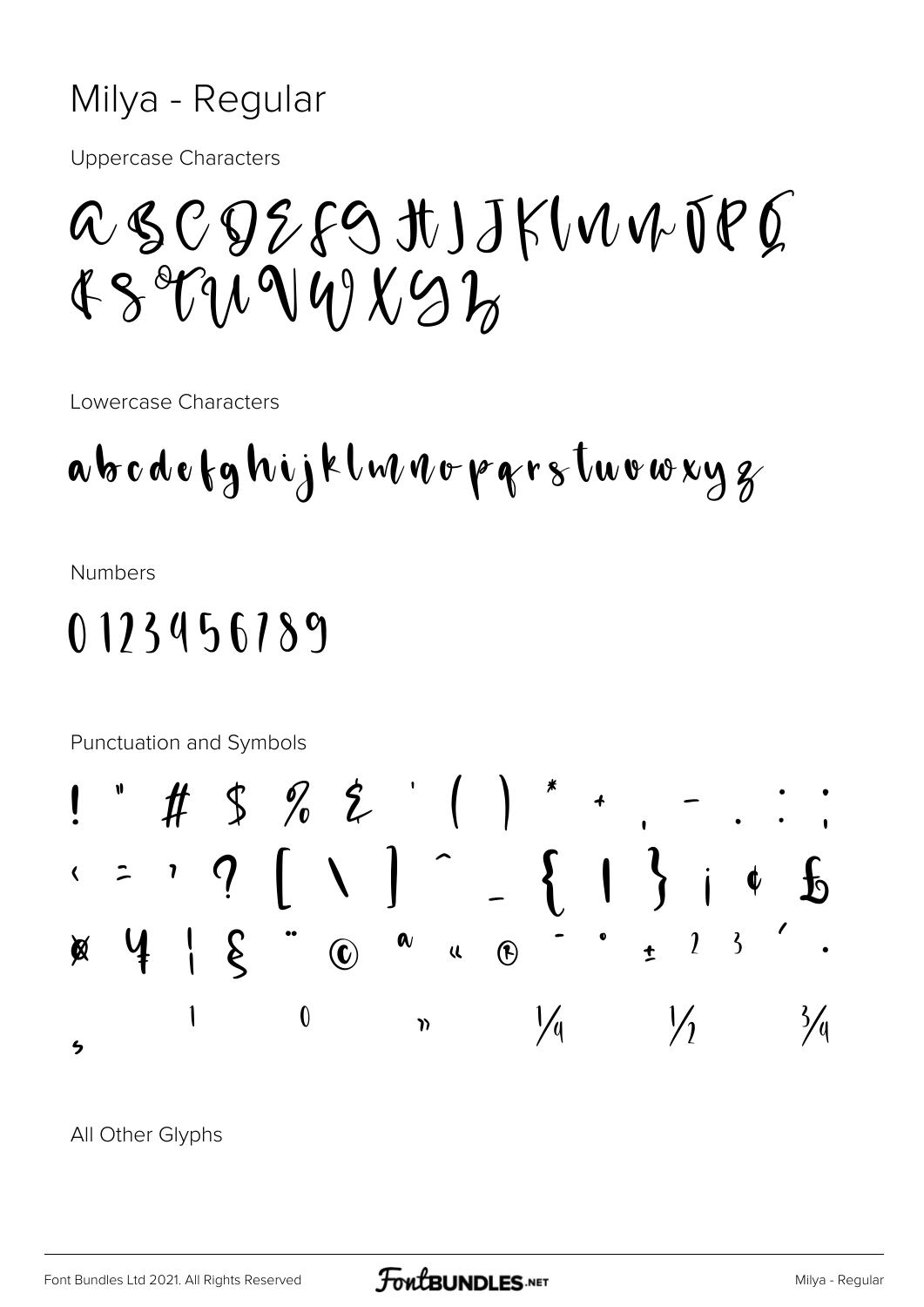# Milya - Regular

Uppercase Characters

A B C D E F G H I J K L M N O P Q R S T U V W X Y Z

Lowercase Characters

a b c d e f g h i j k l m n o p q r s t u v w x y z

Numbers

0 1 2 3 4 5 6 7 8 9

Punctuation and Symbols

! " # $ % & ' ( ) * + , - . : ;
< = > ? [ \ ] ^ _ { | } ¡ ¢ £
¤ ¥ ¦ § ¨ © ª « ® ¯ ° ± ² ³ ´ ·
¸ ¹ º » ¼ ½ ¾

All Other Glyphs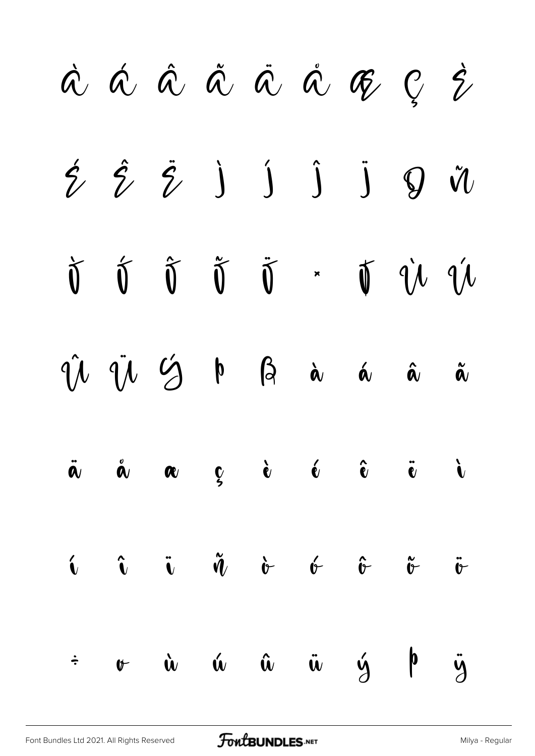à á â ã ä å æ ç è

é ê ë ì í î ï ð ñ

ò ó ô õ ö × ø ù ú

û ü ý þ ß à á â ã

ä å æ ç è é ê ë ì

í î ï ñ ò ó ô õ ö

÷ ø ù ú û ü ý þ ÿ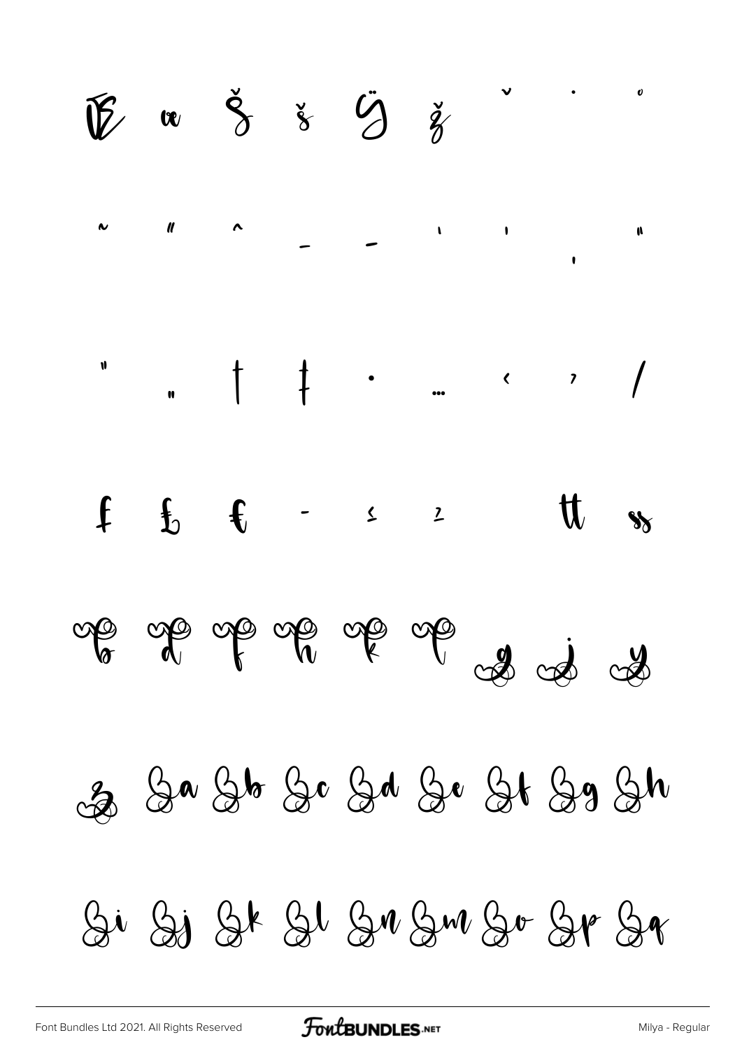Œ œ Š š Ÿ ž ˇ ˙ ˚

˜ ˝ ^ – — ' ' ‚ "

" „ † ‡ • … ‹ › /

ƒ £ € - ≤ ≥ tt ss

Bi Bj Bk Bl Bn Bm Bo Bp Bq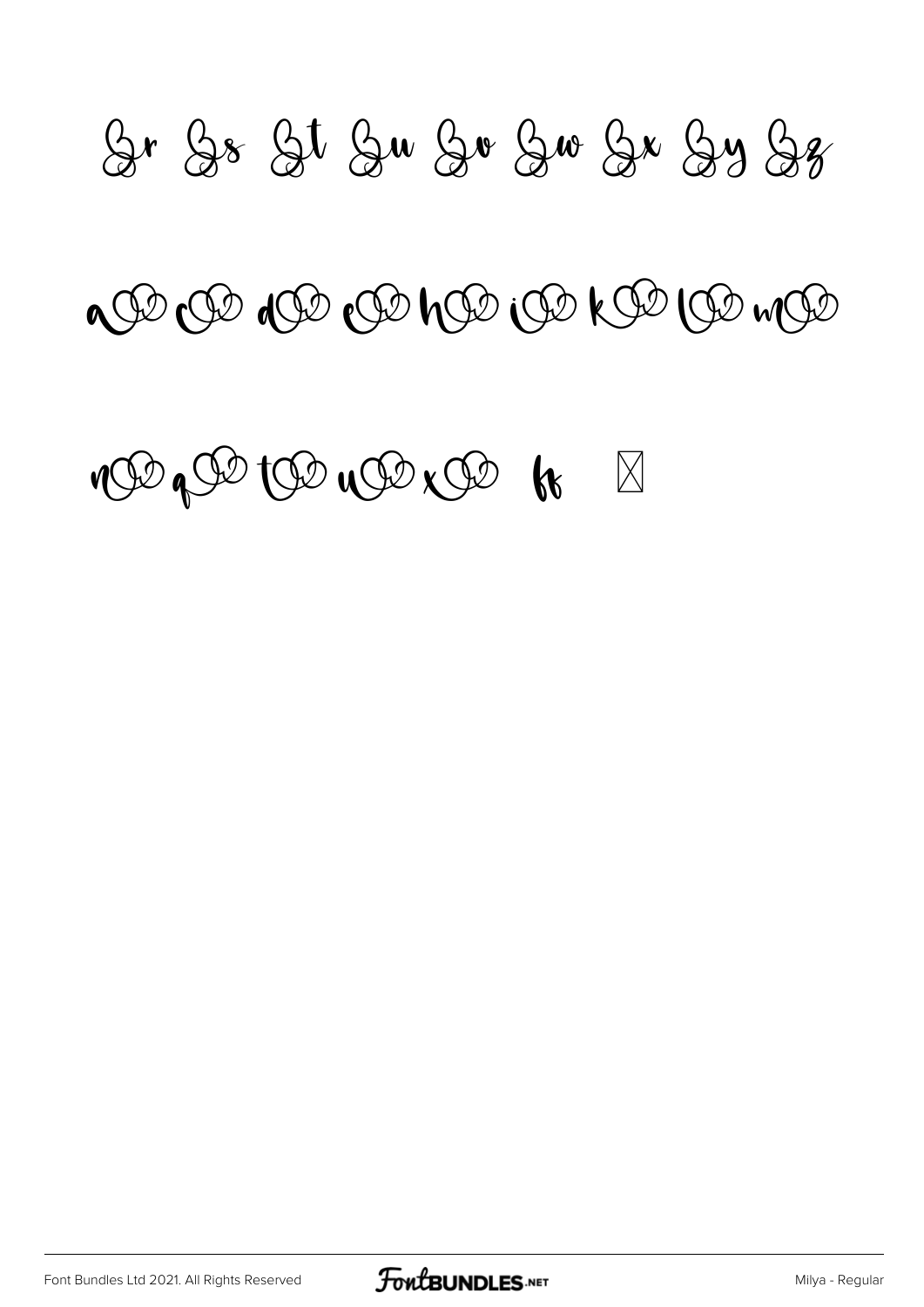Br Bs Bt Bu Bv Bw Bx By Bz

ff